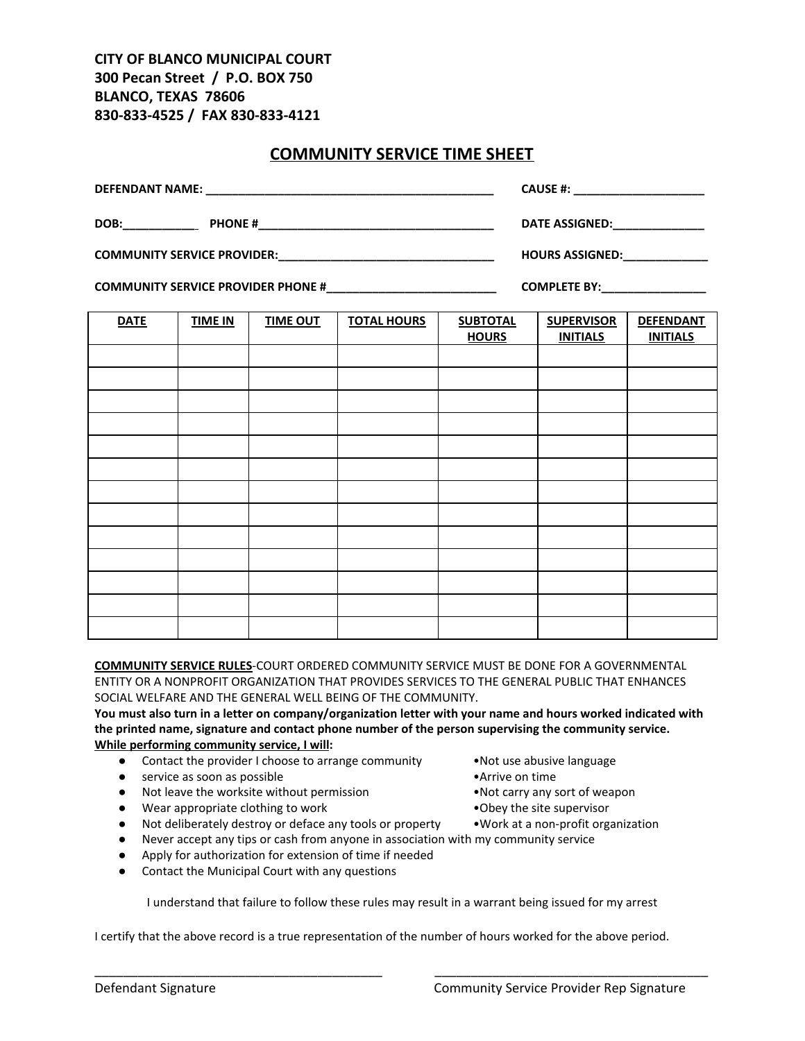**CITY OF BLANCO MUNICIPAL COURT**
**300 Pecan Street / P.O. BOX 750**
**BLANCO, TEXAS 78606**
**830-833-4525 / FAX 830-833-4121**

## COMMUNITY SERVICE TIME SHEET

**DEFENDANT NAME:** _____________________________________________ **CAUSE #:** ____________________

**DOB:**___________ **PHONE #**____________________________________ **DATE ASSIGNED:**______________

**COMMUNITY SERVICE PROVIDER:**_________________________________ **HOURS ASSIGNED:**_____________

**COMMUNITY SERVICE PROVIDER PHONE #**__________________________ **COMPLETE BY:**________________

| DATE | TIME IN | TIME OUT | TOTAL HOURS | SUBTOTAL HOURS | SUPERVISOR INITIALS | DEFENDANT INITIALS |
|---|---|---|---|---|---|---|
| | | | | | | |
| | | | | | | |
| | | | | | | |
| | | | | | | |
| | | | | | | |
| | | | | | | |
| | | | | | | |
| | | | | | | |
| | | | | | | |
| | | | | | | |
| | | | | | | |
| | | | | | | |
| | | | | | | |

**COMMUNITY SERVICE RULES**-COURT ORDERED COMMUNITY SERVICE MUST BE DONE FOR A GOVERNMENTAL ENTITY OR A NONPROFIT ORGANIZATION THAT PROVIDES SERVICES TO THE GENERAL PUBLIC THAT ENHANCES SOCIAL WELFARE AND THE GENERAL WELL BEING OF THE COMMUNITY.

**You must also turn in a letter on company/organization letter with your name and hours worked indicated with the printed name, signature and contact phone number of the person supervising the community service.**

**While performing community service, I will:**

- Contact the provider I choose to arrange community service as soon as possible
- Not leave the worksite without permission
- Wear appropriate clothing to work
- Not deliberately destroy or deface any tools or property
- Never accept any tips or cash from anyone in association with my community service
- Apply for authorization for extension of time if needed
- Contact the Municipal Court with any questions
- Not use abusive language
- Arrive on time
- Not carry any sort of weapon
- Obey the site supervisor
- Work at a non-profit organization

I understand that failure to follow these rules may result in a warrant being issued for my arrest

I certify that the above record is a true representation of the number of hours worked for the above period.

_____________________________________________ _____________________________________________

Defendant Signature Community Service Provider Rep Signature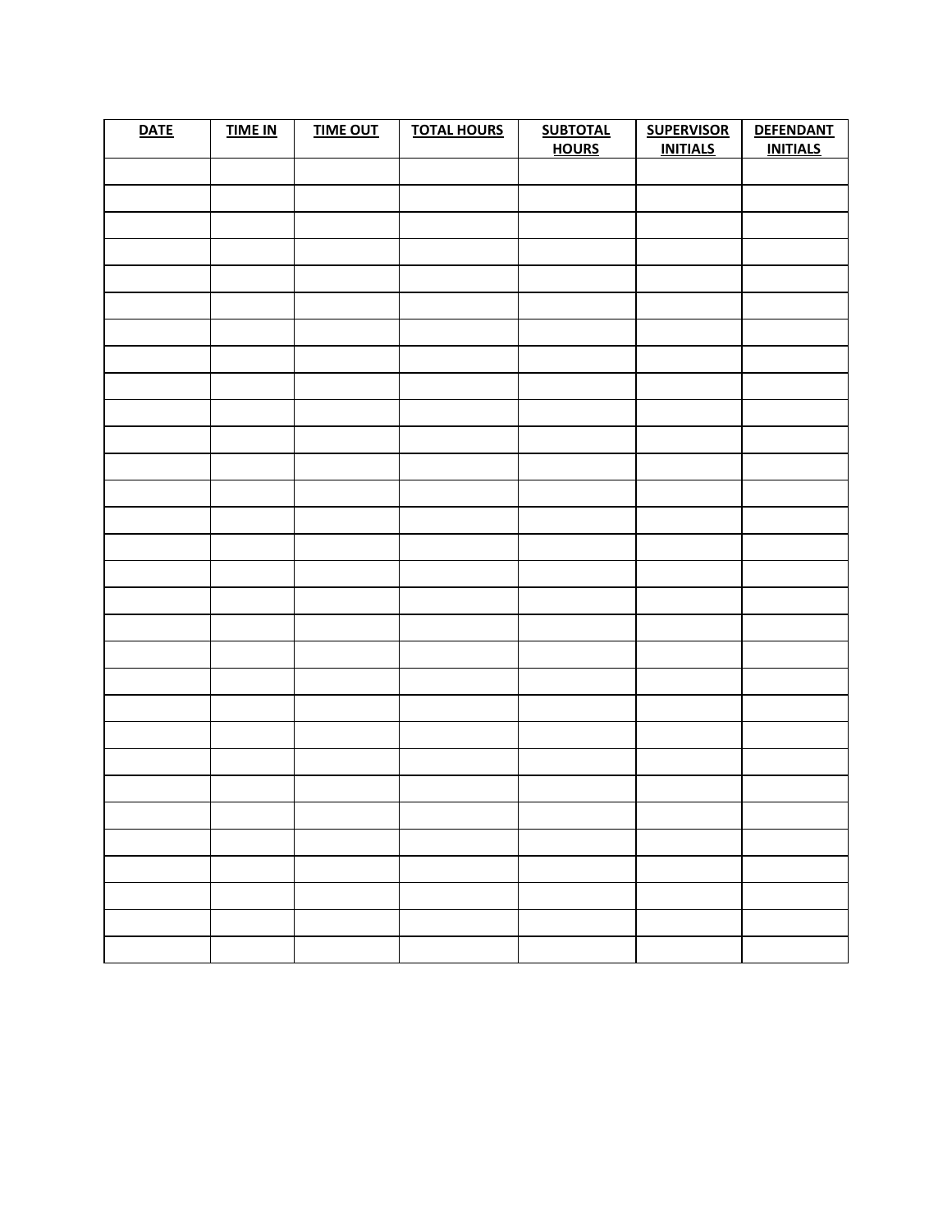| DATE | TIME IN | TIME OUT | TOTAL HOURS | SUBTOTAL HOURS | SUPERVISOR INITIALS | DEFENDANT INITIALS |
| --- | --- | --- | --- | --- | --- | --- |
| | | | | | | |
| | | | | | | |
| | | | | | | |
| | | | | | | |
| | | | | | | |
| | | | | | | |
| | | | | | | |
| | | | | | | |
| | | | | | | |
| | | | | | | |
| | | | | | | |
| | | | | | | |
| | | | | | | |
| | | | | | | |
| | | | | | | |
| | | | | | | |
| | | | | | | |
| | | | | | | |
| | | | | | | |
| | | | | | | |
| | | | | | | |
| | | | | | | |
| | | | | | | |
| | | | | | | |
| | | | | | | |
| | | | | | | |
| | | | | | | |
| | | | | | | |
| | | | | | | |
| | | | | | | |